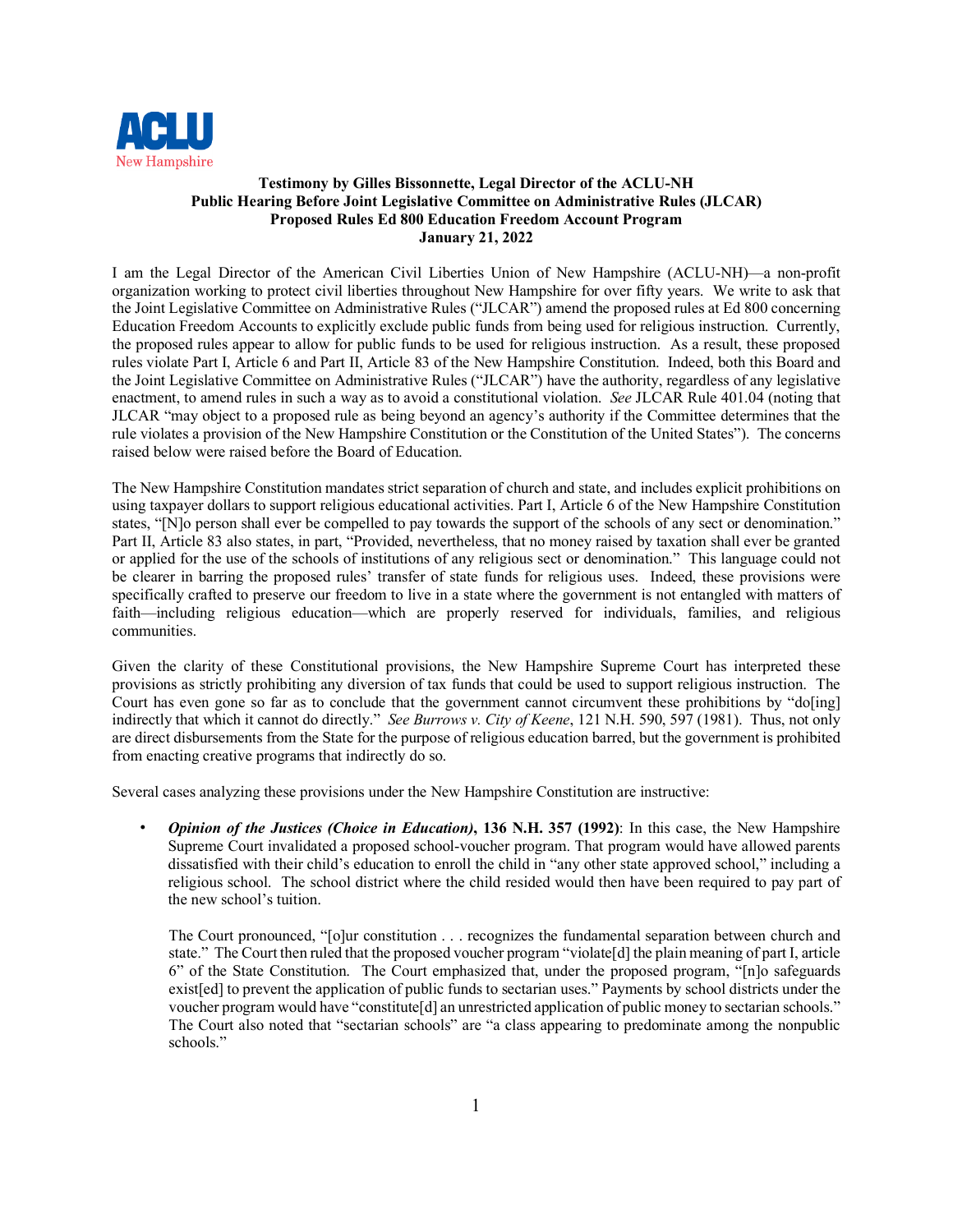ACLU
New Hampshire

**Testimony by Gilles Bissonnette, Legal Director of the ACLU-NH**
**Public Hearing Before Joint Legislative Committee on Administrative Rules (JLCAR)**
**Proposed Rules Ed 800 Education Freedom Account Program**
**January 21, 2022**

I am the Legal Director of the American Civil Liberties Union of New Hampshire (ACLU-NH)—a non-profit organization working to protect civil liberties throughout New Hampshire for over fifty years. We write to ask that the Joint Legislative Committee on Administrative Rules ("JLCAR") amend the proposed rules at Ed 800 concerning Education Freedom Accounts to explicitly exclude public funds from being used for religious instruction. Currently, the proposed rules appear to allow for public funds to be used for religious instruction. As a result, these proposed rules violate Part I, Article 6 and Part II, Article 83 of the New Hampshire Constitution. Indeed, both this Board and the Joint Legislative Committee on Administrative Rules ("JLCAR") have the authority, regardless of any legislative enactment, to amend rules in such a way as to avoid a constitutional violation. *See* JLCAR Rule 401.04 (noting that JLCAR "may object to a proposed rule as being beyond an agency's authority if the Committee determines that the rule violates a provision of the New Hampshire Constitution or the Constitution of the United States"). The concerns raised below were raised before the Board of Education.

The New Hampshire Constitution mandates strict separation of church and state, and includes explicit prohibitions on using taxpayer dollars to support religious educational activities. Part I, Article 6 of the New Hampshire Constitution states, "[N]o person shall ever be compelled to pay towards the support of the schools of any sect or denomination." Part II, Article 83 also states, in part, "Provided, nevertheless, that no money raised by taxation shall ever be granted or applied for the use of the schools of institutions of any religious sect or denomination." This language could not be clearer in barring the proposed rules' transfer of state funds for religious uses. Indeed, these provisions were specifically crafted to preserve our freedom to live in a state where the government is not entangled with matters of faith—including religious education—which are properly reserved for individuals, families, and religious communities.

Given the clarity of these Constitutional provisions, the New Hampshire Supreme Court has interpreted these provisions as strictly prohibiting any diversion of tax funds that could be used to support religious instruction. The Court has even gone so far as to conclude that the government cannot circumvent these prohibitions by "do[ing] indirectly that which it cannot do directly." *See Burrows v. City of Keene*, 121 N.H. 590, 597 (1981). Thus, not only are direct disbursements from the State for the purpose of religious education barred, but the government is prohibited from enacting creative programs that indirectly do so.

Several cases analyzing these provisions under the New Hampshire Constitution are instructive:

- ***Opinion of the Justices (Choice in Education)*, 136 N.H. 357 (1992)**: In this case, the New Hampshire Supreme Court invalidated a proposed school-voucher program. That program would have allowed parents dissatisfied with their child's education to enroll the child in "any other state approved school," including a religious school. The school district where the child resided would then have been required to pay part of the new school's tuition.

  The Court pronounced, "[o]ur constitution . . . recognizes the fundamental separation between church and state." The Court then ruled that the proposed voucher program "violate[d] the plain meaning of part I, article 6" of the State Constitution. The Court emphasized that, under the proposed program, "[n]o safeguards exist[ed] to prevent the application of public funds to sectarian uses." Payments by school districts under the voucher program would have "constitute[d] an unrestricted application of public money to sectarian schools." The Court also noted that "sectarian schools" are "a class appearing to predominate among the nonpublic schools."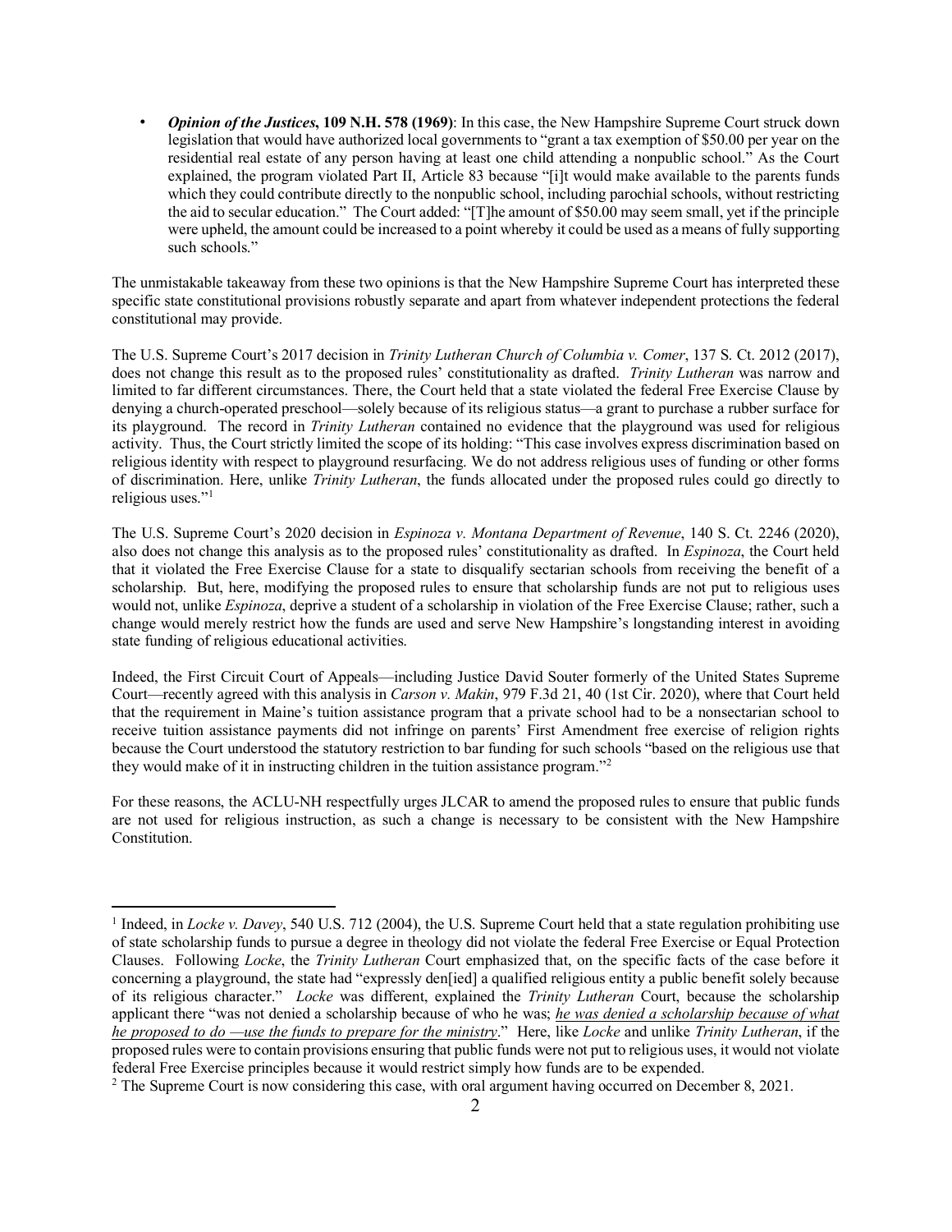- ***Opinion of the Justices*, 109 N.H. 578 (1969)**: In this case, the New Hampshire Supreme Court struck down legislation that would have authorized local governments to "grant a tax exemption of $50.00 per year on the residential real estate of any person having at least one child attending a nonpublic school." As the Court explained, the program violated Part II, Article 83 because "[i]t would make available to the parents funds which they could contribute directly to the nonpublic school, including parochial schools, without restricting the aid to secular education." The Court added: "[T]he amount of $50.00 may seem small, yet if the principle were upheld, the amount could be increased to a point whereby it could be used as a means of fully supporting such schools."

The unmistakable takeaway from these two opinions is that the New Hampshire Supreme Court has interpreted these specific state constitutional provisions robustly separate and apart from whatever independent protections the federal constitutional may provide.

The U.S. Supreme Court's 2017 decision in *Trinity Lutheran Church of Columbia v. Comer*, 137 S. Ct. 2012 (2017), does not change this result as to the proposed rules' constitutionality as drafted. *Trinity Lutheran* was narrow and limited to far different circumstances. There, the Court held that a state violated the federal Free Exercise Clause by denying a church-operated preschool—solely because of its religious status—a grant to purchase a rubber surface for its playground. The record in *Trinity Lutheran* contained no evidence that the playground was used for religious activity. Thus, the Court strictly limited the scope of its holding: "This case involves express discrimination based on religious identity with respect to playground resurfacing. We do not address religious uses of funding or other forms of discrimination. Here, unlike *Trinity Lutheran*, the funds allocated under the proposed rules could go directly to religious uses."[1]

The U.S. Supreme Court's 2020 decision in *Espinoza v. Montana Department of Revenue*, 140 S. Ct. 2246 (2020), also does not change this analysis as to the proposed rules' constitutionality as drafted. In *Espinoza*, the Court held that it violated the Free Exercise Clause for a state to disqualify sectarian schools from receiving the benefit of a scholarship. But, here, modifying the proposed rules to ensure that scholarship funds are not put to religious uses would not, unlike *Espinoza*, deprive a student of a scholarship in violation of the Free Exercise Clause; rather, such a change would merely restrict how the funds are used and serve New Hampshire's longstanding interest in avoiding state funding of religious educational activities.

Indeed, the First Circuit Court of Appeals—including Justice David Souter formerly of the United States Supreme Court—recently agreed with this analysis in *Carson v. Makin*, 979 F.3d 21, 40 (1st Cir. 2020), where that Court held that the requirement in Maine's tuition assistance program that a private school had to be a nonsectarian school to receive tuition assistance payments did not infringe on parents' First Amendment free exercise of religion rights because the Court understood the statutory restriction to bar funding for such schools "based on the religious use that they would make of it in instructing children in the tuition assistance program."[2]

For these reasons, the ACLU-NH respectfully urges JLCAR to amend the proposed rules to ensure that public funds are not used for religious instruction, as such a change is necessary to be consistent with the New Hampshire Constitution.

---

[1] Indeed, in *Locke v. Davey*, 540 U.S. 712 (2004), the U.S. Supreme Court held that a state regulation prohibiting use of state scholarship funds to pursue a degree in theology did not violate the federal Free Exercise or Equal Protection Clauses. Following *Locke*, the *Trinity Lutheran* Court emphasized that, on the specific facts of the case before it concerning a playground, the state had "expressly den[ied] a qualified religious entity a public benefit solely because of its religious character." *Locke* was different, explained the *Trinity Lutheran* Court, because the scholarship applicant there "was not denied a scholarship because of who he was; *he was denied a scholarship because of what he proposed to do —use the funds to prepare for the ministry*." Here, like *Locke* and unlike *Trinity Lutheran*, if the proposed rules were to contain provisions ensuring that public funds were not put to religious uses, it would not violate federal Free Exercise principles because it would restrict simply how funds are to be expended.

[2] The Supreme Court is now considering this case, with oral argument having occurred on December 8, 2021.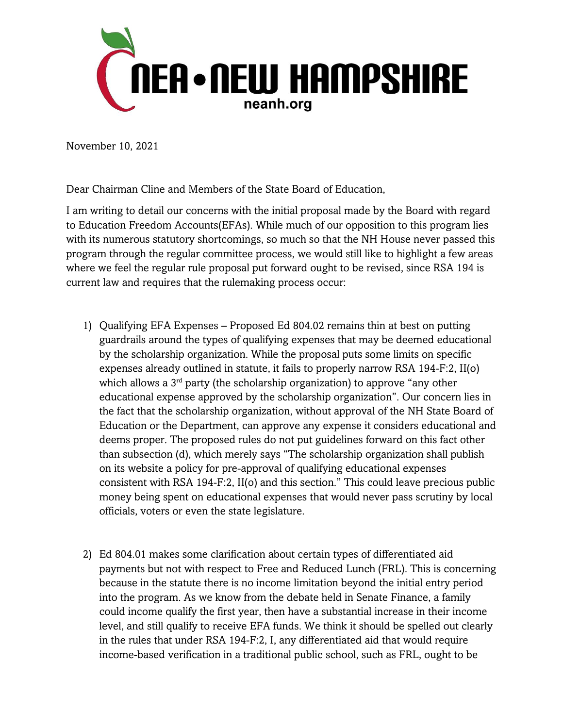# NEA • NEW HAMPSHIRE

neanh.org

November 10, 2021

Dear Chairman Cline and Members of the State Board of Education,

I am writing to detail our concerns with the initial proposal made by the Board with regard to Education Freedom Accounts(EFAs). While much of our opposition to this program lies with its numerous statutory shortcomings, so much so that the NH House never passed this program through the regular committee process, we would still like to highlight a few areas where we feel the regular rule proposal put forward ought to be revised, since RSA 194 is current law and requires that the rulemaking process occur:

1) Qualifying EFA Expenses – Proposed Ed 804.02 remains thin at best on putting guardrails around the types of qualifying expenses that may be deemed educational by the scholarship organization. While the proposal puts some limits on specific expenses already outlined in statute, it fails to properly narrow RSA 194-F:2, II(o) which allows a 3rd party (the scholarship organization) to approve "any other educational expense approved by the scholarship organization". Our concern lies in the fact that the scholarship organization, without approval of the NH State Board of Education or the Department, can approve any expense it considers educational and deems proper. The proposed rules do not put guidelines forward on this fact other than subsection (d), which merely says "The scholarship organization shall publish on its website a policy for pre-approval of qualifying educational expenses consistent with RSA 194-F:2, II(o) and this section." This could leave precious public money being spent on educational expenses that would never pass scrutiny by local officials, voters or even the state legislature.

2) Ed 804.01 makes some clarification about certain types of differentiated aid payments but not with respect to Free and Reduced Lunch (FRL). This is concerning because in the statute there is no income limitation beyond the initial entry period into the program. As we know from the debate held in Senate Finance, a family could income qualify the first year, then have a substantial increase in their income level, and still qualify to receive EFA funds. We think it should be spelled out clearly in the rules that under RSA 194-F:2, I, any differentiated aid that would require income-based verification in a traditional public school, such as FRL, ought to be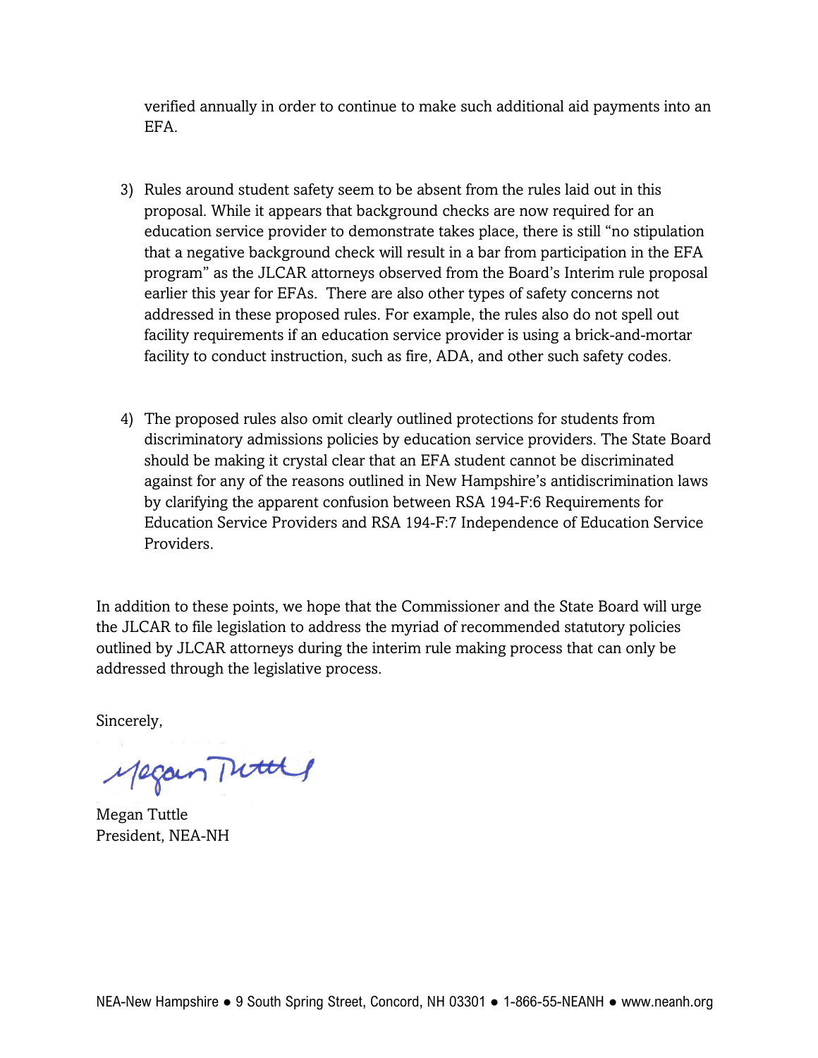verified annually in order to continue to make such additional aid payments into an EFA.

3) Rules around student safety seem to be absent from the rules laid out in this proposal. While it appears that background checks are now required for an education service provider to demonstrate takes place, there is still "no stipulation that a negative background check will result in a bar from participation in the EFA program" as the JLCAR attorneys observed from the Board's Interim rule proposal earlier this year for EFAs. There are also other types of safety concerns not addressed in these proposed rules. For example, the rules also do not spell out facility requirements if an education service provider is using a brick-and-mortar facility to conduct instruction, such as fire, ADA, and other such safety codes.

4) The proposed rules also omit clearly outlined protections for students from discriminatory admissions policies by education service providers. The State Board should be making it crystal clear that an EFA student cannot be discriminated against for any of the reasons outlined in New Hampshire's antidiscrimination laws by clarifying the apparent confusion between RSA 194-F:6 Requirements for Education Service Providers and RSA 194-F:7 Independence of Education Service Providers.

In addition to these points, we hope that the Commissioner and the State Board will urge the JLCAR to file legislation to address the myriad of recommended statutory policies outlined by JLCAR attorneys during the interim rule making process that can only be addressed through the legislative process.

Sincerely,

Megan Tuttle

Megan Tuttle
President, NEA-NH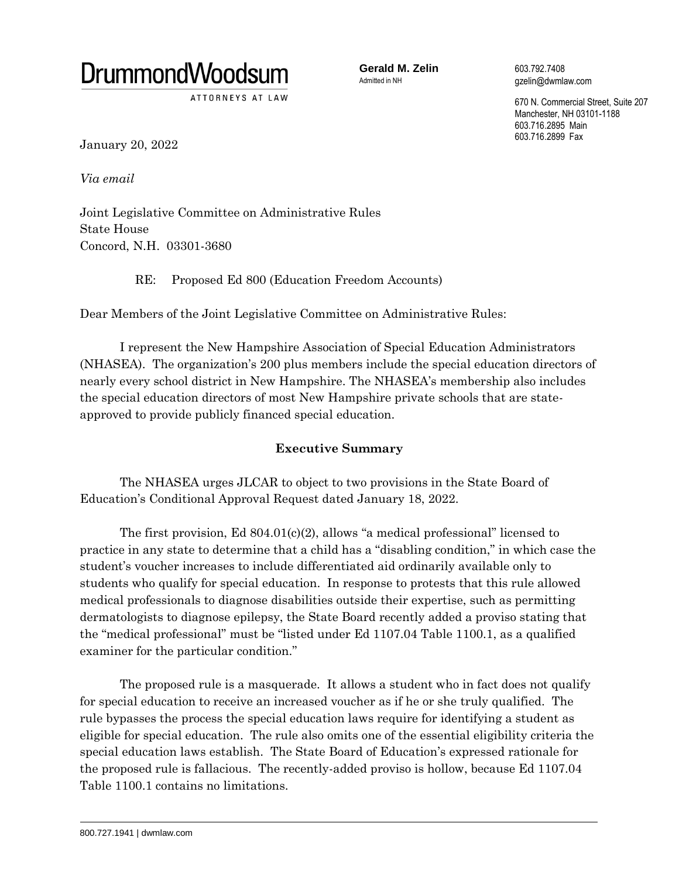# DrummondWoodsum

ATTORNEYS AT LAW

**Gerald M. Zelin**
Admitted in NH

603.792.7408
gzelin@dwmlaw.com

670 N. Commercial Street, Suite 207
Manchester, NH 03101-1188
603.716.2895 Main
603.716.2899 Fax

January 20, 2022

*Via email*

Joint Legislative Committee on Administrative Rules
State House
Concord, N.H. 03301-3680

RE: Proposed Ed 800 (Education Freedom Accounts)

Dear Members of the Joint Legislative Committee on Administrative Rules:

I represent the New Hampshire Association of Special Education Administrators (NHASEA). The organization's 200 plus members include the special education directors of nearly every school district in New Hampshire. The NHASEA's membership also includes the special education directors of most New Hampshire private schools that are state-approved to provide publicly financed special education.

**Executive Summary**

The NHASEA urges JLCAR to object to two provisions in the State Board of Education's Conditional Approval Request dated January 18, 2022.

The first provision, Ed 804.01(c)(2), allows "a medical professional" licensed to practice in any state to determine that a child has a "disabling condition," in which case the student's voucher increases to include differentiated aid ordinarily available only to students who qualify for special education. In response to protests that this rule allowed medical professionals to diagnose disabilities outside their expertise, such as permitting dermatologists to diagnose epilepsy, the State Board recently added a proviso stating that the "medical professional" must be "listed under Ed 1107.04 Table 1100.1, as a qualified examiner for the particular condition."

The proposed rule is a masquerade. It allows a student who in fact does not qualify for special education to receive an increased voucher as if he or she truly qualified. The rule bypasses the process the special education laws require for identifying a student as eligible for special education. The rule also omits one of the essential eligibility criteria the special education laws establish. The State Board of Education's expressed rationale for the proposed rule is fallacious. The recently-added proviso is hollow, because Ed 1107.04 Table 1100.1 contains no limitations.

800.727.1941 | dwmlaw.com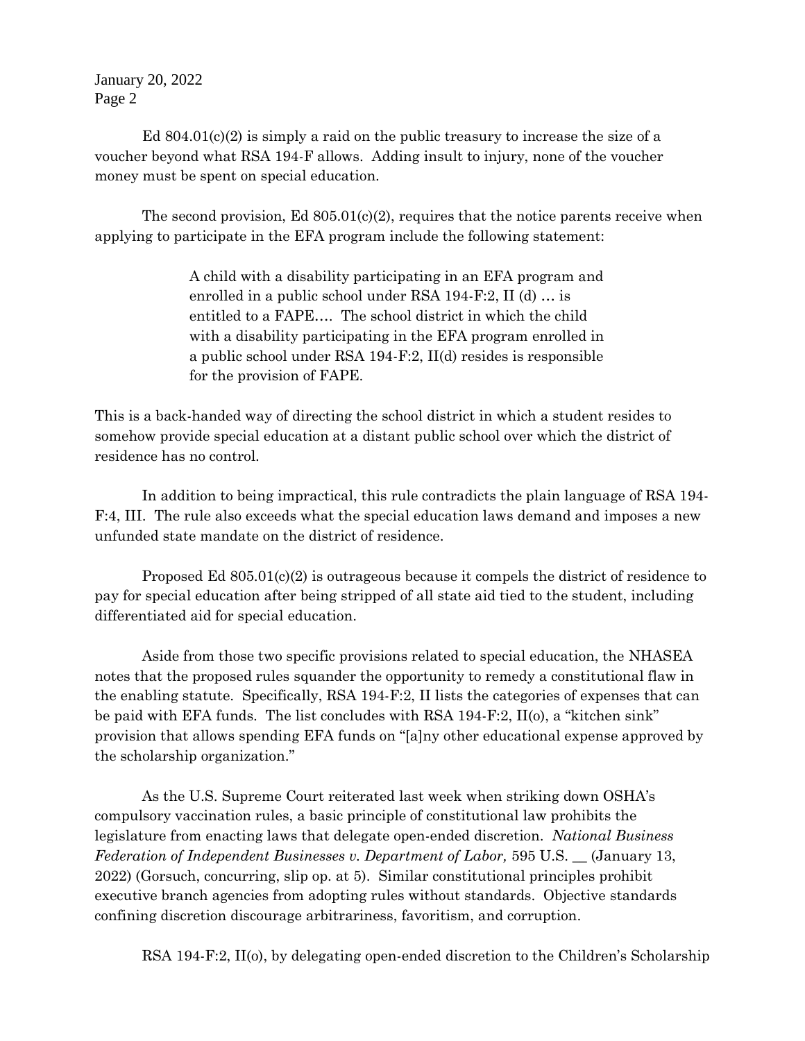Ed 804.01(c)(2) is simply a raid on the public treasury to increase the size of a voucher beyond what RSA 194-F allows. Adding insult to injury, none of the voucher money must be spent on special education.

The second provision, Ed 805.01(c)(2), requires that the notice parents receive when applying to participate in the EFA program include the following statement:

> A child with a disability participating in an EFA program and enrolled in a public school under RSA 194-F:2, II (d) … is entitled to a FAPE…. The school district in which the child with a disability participating in the EFA program enrolled in a public school under RSA 194-F:2, II(d) resides is responsible for the provision of FAPE.

This is a back-handed way of directing the school district in which a student resides to somehow provide special education at a distant public school over which the district of residence has no control.

In addition to being impractical, this rule contradicts the plain language of RSA 194-F:4, III. The rule also exceeds what the special education laws demand and imposes a new unfunded state mandate on the district of residence.

Proposed Ed 805.01(c)(2) is outrageous because it compels the district of residence to pay for special education after being stripped of all state aid tied to the student, including differentiated aid for special education.

Aside from those two specific provisions related to special education, the NHASEA notes that the proposed rules squander the opportunity to remedy a constitutional flaw in the enabling statute. Specifically, RSA 194-F:2, II lists the categories of expenses that can be paid with EFA funds. The list concludes with RSA 194-F:2, II(o), a "kitchen sink" provision that allows spending EFA funds on "[a]ny other educational expense approved by the scholarship organization."

As the U.S. Supreme Court reiterated last week when striking down OSHA's compulsory vaccination rules, a basic principle of constitutional law prohibits the legislature from enacting laws that delegate open-ended discretion. *National Business Federation of Independent Businesses v. Department of Labor,* 595 U.S. __ (January 13, 2022) (Gorsuch, concurring, slip op. at 5). Similar constitutional principles prohibit executive branch agencies from adopting rules without standards. Objective standards confining discretion discourage arbitrariness, favoritism, and corruption.

RSA 194-F:2, II(o), by delegating open-ended discretion to the Children's Scholarship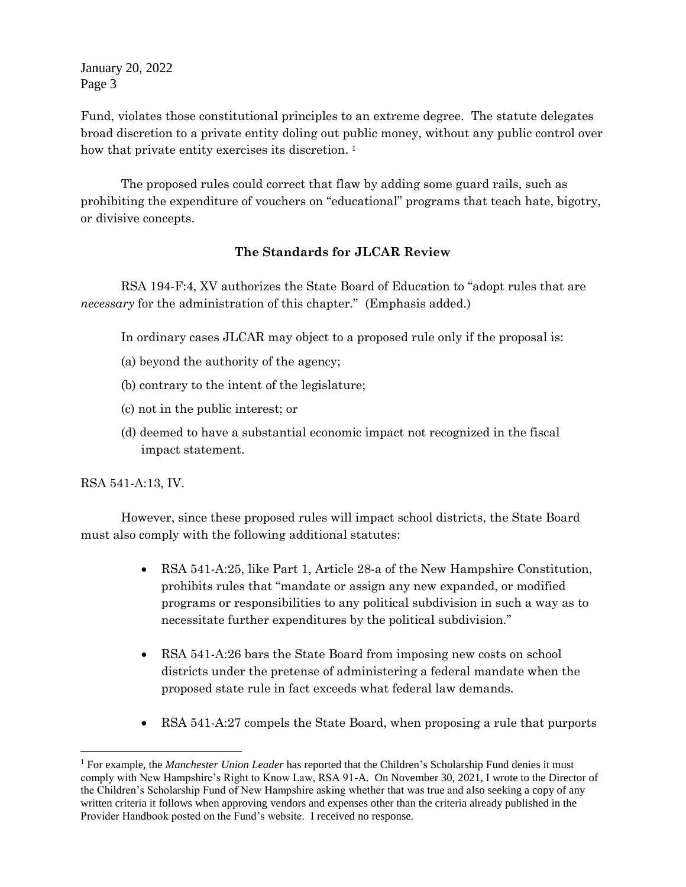Fund, violates those constitutional principles to an extreme degree. The statute delegates broad discretion to a private entity doling out public money, without any public control over how that private entity exercises its discretion. [1]

The proposed rules could correct that flaw by adding some guard rails, such as prohibiting the expenditure of vouchers on "educational" programs that teach hate, bigotry, or divisive concepts.

### The Standards for JLCAR Review

RSA 194-F:4, XV authorizes the State Board of Education to "adopt rules that are *necessary* for the administration of this chapter." (Emphasis added.)

In ordinary cases JLCAR may object to a proposed rule only if the proposal is:

(a) beyond the authority of the agency;

(b) contrary to the intent of the legislature;

(c) not in the public interest; or

(d) deemed to have a substantial economic impact not recognized in the fiscal impact statement.

RSA 541-A:13, IV.

However, since these proposed rules will impact school districts, the State Board must also comply with the following additional statutes:

- RSA 541-A:25, like Part 1, Article 28-a of the New Hampshire Constitution, prohibits rules that "mandate or assign any new expanded, or modified programs or responsibilities to any political subdivision in such a way as to necessitate further expenditures by the political subdivision."
- RSA 541-A:26 bars the State Board from imposing new costs on school districts under the pretense of administering a federal mandate when the proposed state rule in fact exceeds what federal law demands.
- RSA 541-A:27 compels the State Board, when proposing a rule that purports

[1] For example, the *Manchester Union Leader* has reported that the Children's Scholarship Fund denies it must comply with New Hampshire's Right to Know Law, RSA 91-A. On November 30, 2021, I wrote to the Director of the Children's Scholarship Fund of New Hampshire asking whether that was true and also seeking a copy of any written criteria it follows when approving vendors and expenses other than the criteria already published in the Provider Handbook posted on the Fund's website. I received no response.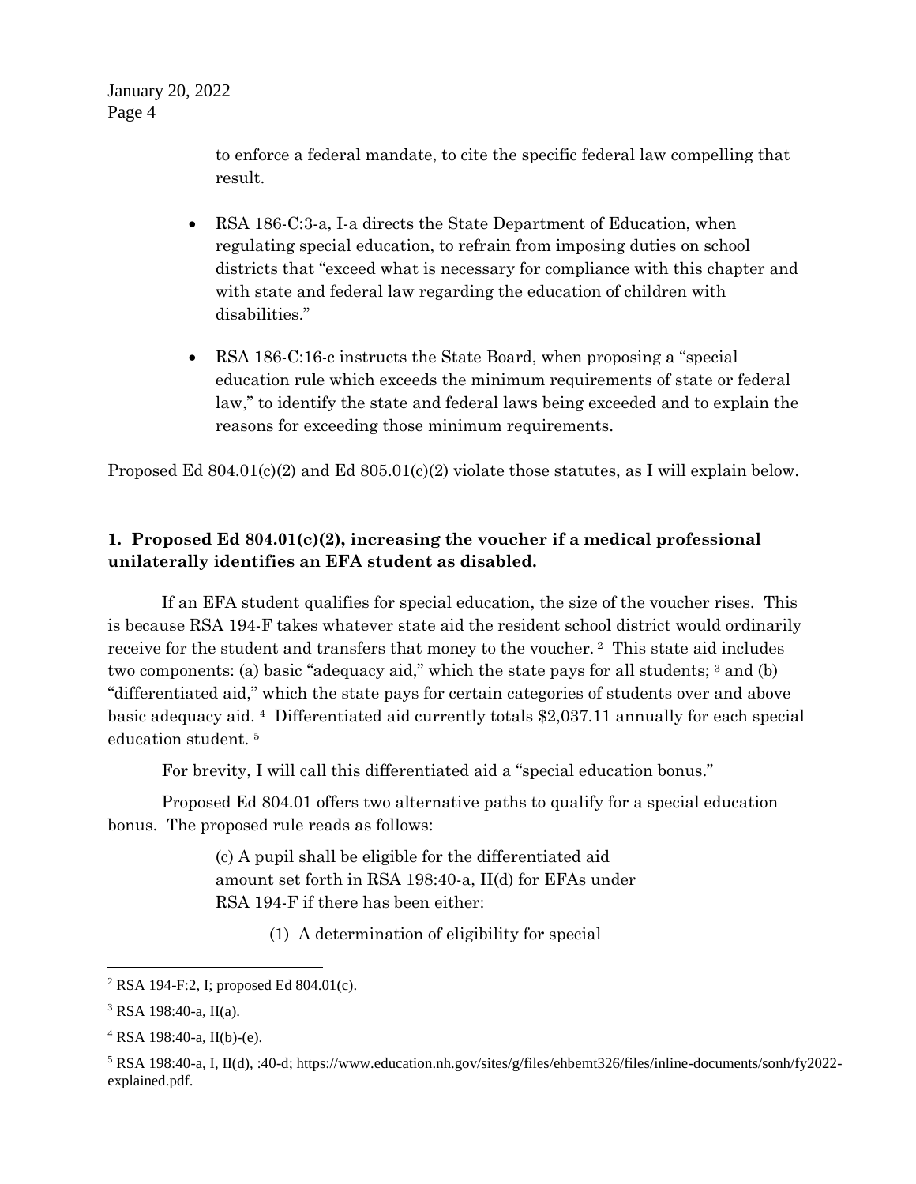to enforce a federal mandate, to cite the specific federal law compelling that result.

- RSA 186-C:3-a, I-a directs the State Department of Education, when regulating special education, to refrain from imposing duties on school districts that "exceed what is necessary for compliance with this chapter and with state and federal law regarding the education of children with disabilities."

- RSA 186-C:16-c instructs the State Board, when proposing a "special education rule which exceeds the minimum requirements of state or federal law," to identify the state and federal laws being exceeded and to explain the reasons for exceeding those minimum requirements.

Proposed Ed 804.01(c)(2) and Ed 805.01(c)(2) violate those statutes, as I will explain below.

## 1. Proposed Ed 804.01(c)(2), increasing the voucher if a medical professional unilaterally identifies an EFA student as disabled.

If an EFA student qualifies for special education, the size of the voucher rises. This is because RSA 194-F takes whatever state aid the resident school district would ordinarily receive for the student and transfers that money to the voucher. [2] This state aid includes two components: (a) basic "adequacy aid," which the state pays for all students; [3] and (b) "differentiated aid," which the state pays for certain categories of students over and above basic adequacy aid. [4] Differentiated aid currently totals $2,037.11 annually for each special education student. [5]

For brevity, I will call this differentiated aid a "special education bonus."

Proposed Ed 804.01 offers two alternative paths to qualify for a special education bonus. The proposed rule reads as follows:

> (c) A pupil shall be eligible for the differentiated aid amount set forth in RSA 198:40-a, II(d) for EFAs under RSA 194-F if there has been either:
>
> (1) A determination of eligibility for special

---

[2] RSA 194-F:2, I; proposed Ed 804.01(c).

[3] RSA 198:40-a, II(a).

[4] RSA 198:40-a, II(b)-(e).

[5] RSA 198:40-a, I, II(d), :40-d; https://www.education.nh.gov/sites/g/files/ehbemt326/files/inline-documents/sonh/fy2022-explained.pdf.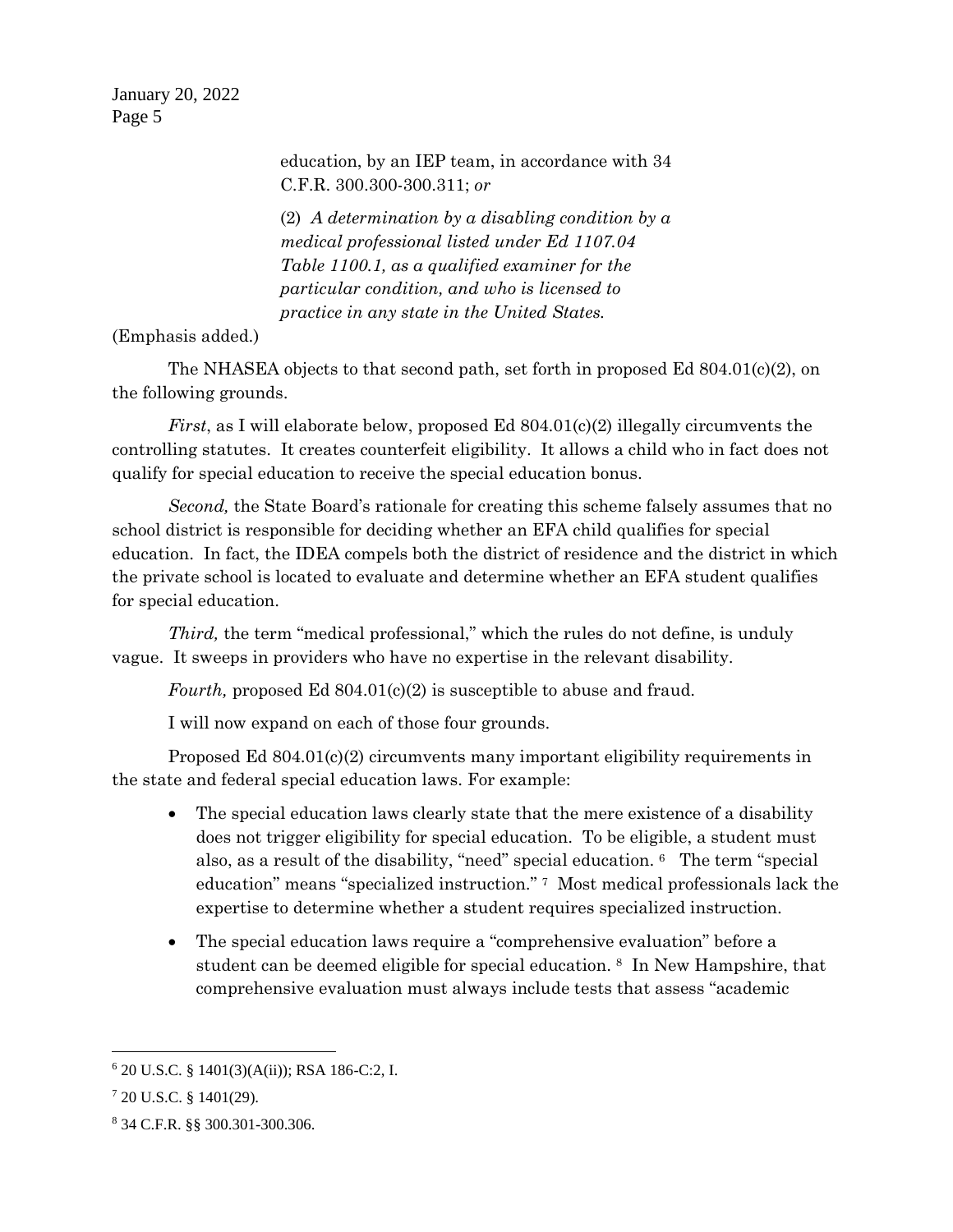> education, by an IEP team, in accordance with 34 C.F.R. 300.300-300.311; *or*
>
> (2) *A determination by a disabling condition by a medical professional listed under Ed 1107.04 Table 1100.1, as a qualified examiner for the particular condition, and who is licensed to practice in any state in the United States.*

(Emphasis added.)

The NHASEA objects to that second path, set forth in proposed Ed 804.01(c)(2), on the following grounds.

*First*, as I will elaborate below, proposed Ed 804.01(c)(2) illegally circumvents the controlling statutes. It creates counterfeit eligibility. It allows a child who in fact does not qualify for special education to receive the special education bonus.

*Second,* the State Board's rationale for creating this scheme falsely assumes that no school district is responsible for deciding whether an EFA child qualifies for special education. In fact, the IDEA compels both the district of residence and the district in which the private school is located to evaluate and determine whether an EFA student qualifies for special education.

*Third,* the term "medical professional," which the rules do not define, is unduly vague. It sweeps in providers who have no expertise in the relevant disability.

*Fourth,* proposed Ed 804.01(c)(2) is susceptible to abuse and fraud.

I will now expand on each of those four grounds.

Proposed Ed 804.01(c)(2) circumvents many important eligibility requirements in the state and federal special education laws. For example:

- The special education laws clearly state that the mere existence of a disability does not trigger eligibility for special education. To be eligible, a student must also, as a result of the disability, "need" special education. [6] The term "special education" means "specialized instruction." [7] Most medical professionals lack the expertise to determine whether a student requires specialized instruction.
- The special education laws require a "comprehensive evaluation" before a student can be deemed eligible for special education. [8] In New Hampshire, that comprehensive evaluation must always include tests that assess "academic

---

[6] 20 U.S.C. § 1401(3)(A(ii)); RSA 186-C:2, I.

[7] 20 U.S.C. § 1401(29).

[8] 34 C.F.R. §§ 300.301-300.306.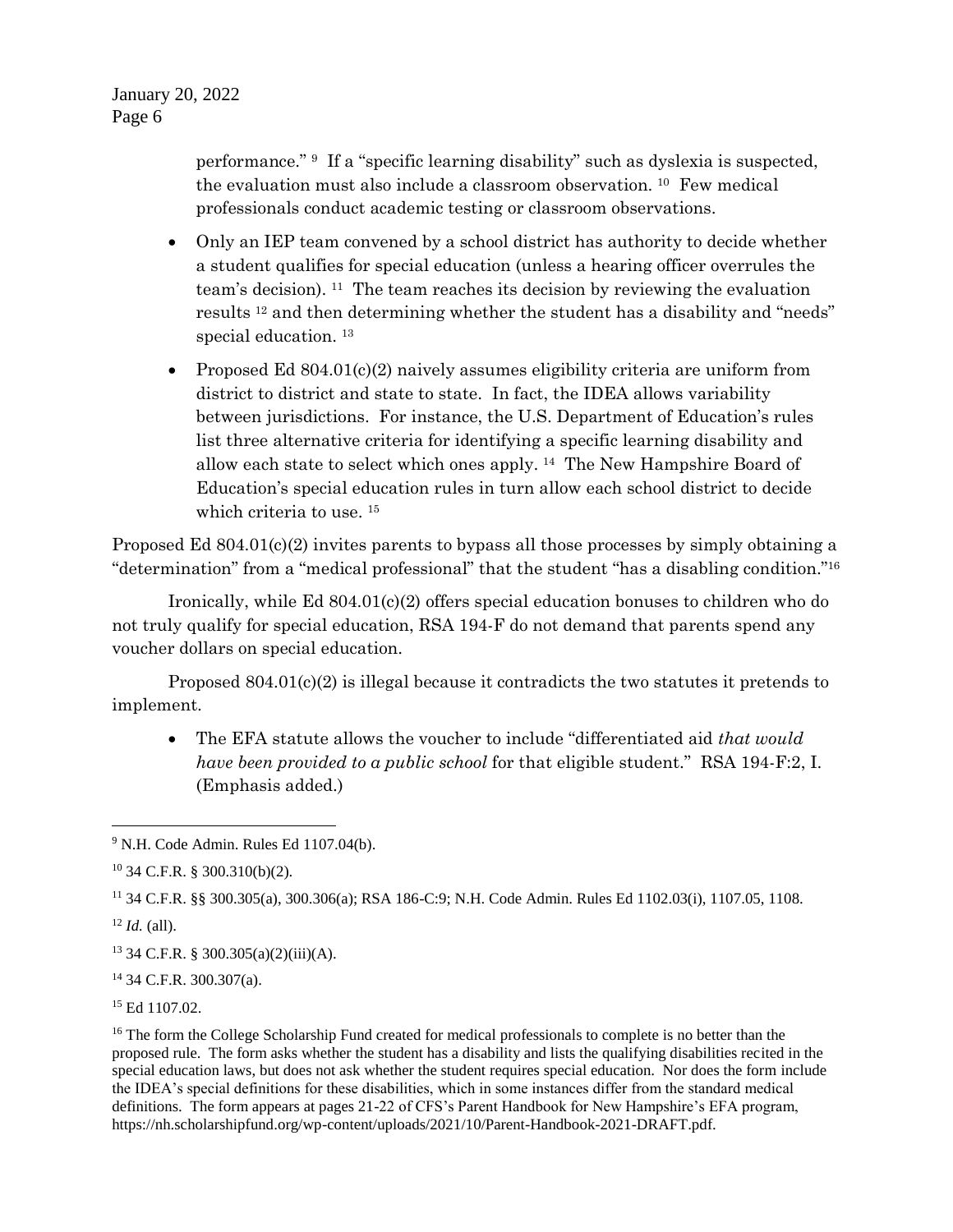performance." [9] If a "specific learning disability" such as dyslexia is suspected, the evaluation must also include a classroom observation. [10] Few medical professionals conduct academic testing or classroom observations.

- Only an IEP team convened by a school district has authority to decide whether a student qualifies for special education (unless a hearing officer overrules the team's decision). [11] The team reaches its decision by reviewing the evaluation results [12] and then determining whether the student has a disability and "needs" special education. [13]

- Proposed Ed 804.01(c)(2) naively assumes eligibility criteria are uniform from district to district and state to state. In fact, the IDEA allows variability between jurisdictions. For instance, the U.S. Department of Education's rules list three alternative criteria for identifying a specific learning disability and allow each state to select which ones apply. [14] The New Hampshire Board of Education's special education rules in turn allow each school district to decide which criteria to use. [15]

Proposed Ed 804.01(c)(2) invites parents to bypass all those processes by simply obtaining a "determination" from a "medical professional" that the student "has a disabling condition."[16]

Ironically, while Ed 804.01(c)(2) offers special education bonuses to children who do not truly qualify for special education, RSA 194-F do not demand that parents spend any voucher dollars on special education.

Proposed 804.01(c)(2) is illegal because it contradicts the two statutes it pretends to implement.

- The EFA statute allows the voucher to include "differentiated aid *that would have been provided to a public school* for that eligible student." RSA 194-F:2, I. (Emphasis added.)

---

[9] N.H. Code Admin. Rules Ed 1107.04(b).

[10] 34 C.F.R. § 300.310(b)(2).

[11] 34 C.F.R. §§ 300.305(a), 300.306(a); RSA 186-C:9; N.H. Code Admin. Rules Ed 1102.03(i), 1107.05, 1108.

[12] *Id.* (all).

[13] 34 C.F.R. § 300.305(a)(2)(iii)(A).

[14] 34 C.F.R. 300.307(a).

[15] Ed 1107.02.

[16] The form the College Scholarship Fund created for medical professionals to complete is no better than the proposed rule. The form asks whether the student has a disability and lists the qualifying disabilities recited in the special education laws, but does not ask whether the student requires special education. Nor does the form include the IDEA's special definitions for these disabilities, which in some instances differ from the standard medical definitions. The form appears at pages 21-22 of CFS's Parent Handbook for New Hampshire's EFA program, https://nh.scholarshipfund.org/wp-content/uploads/2021/10/Parent-Handbook-2021-DRAFT.pdf.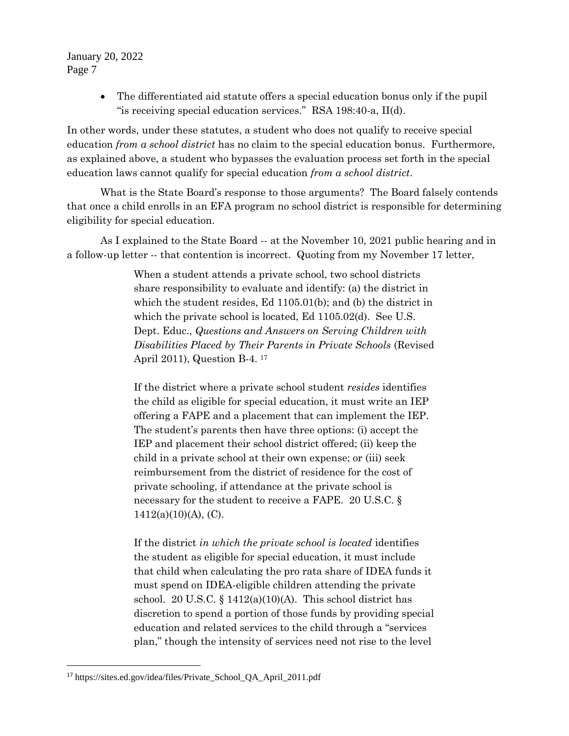- The differentiated aid statute offers a special education bonus only if the pupil "is receiving special education services." RSA 198:40-a, II(d).

In other words, under these statutes, a student who does not qualify to receive special education *from a school district* has no claim to the special education bonus. Furthermore, as explained above, a student who bypasses the evaluation process set forth in the special education laws cannot qualify for special education *from a school district*.

What is the State Board's response to those arguments? The Board falsely contends that once a child enrolls in an EFA program no school district is responsible for determining eligibility for special education.

As I explained to the State Board -- at the November 10, 2021 public hearing and in a follow-up letter -- that contention is incorrect. Quoting from my November 17 letter,

> When a student attends a private school, two school districts share responsibility to evaluate and identify: (a) the district in which the student resides, Ed 1105.01(b); and (b) the district in which the private school is located, Ed 1105.02(d). See U.S. Dept. Educ., *Questions and Answers on Serving Children with Disabilities Placed by Their Parents in Private Schools* (Revised April 2011), Question B-4. [17]
>
> If the district where a private school student *resides* identifies the child as eligible for special education, it must write an IEP offering a FAPE and a placement that can implement the IEP. The student's parents then have three options: (i) accept the IEP and placement their school district offered; (ii) keep the child in a private school at their own expense; or (iii) seek reimbursement from the district of residence for the cost of private schooling, if attendance at the private school is necessary for the student to receive a FAPE. 20 U.S.C. § 1412(a)(10)(A), (C).
>
> If the district *in which the private school is located* identifies the student as eligible for special education, it must include that child when calculating the pro rata share of IDEA funds it must spend on IDEA-eligible children attending the private school. 20 U.S.C. § 1412(a)(10)(A). This school district has discretion to spend a portion of those funds by providing special education and related services to the child through a "services plan," though the intensity of services need not rise to the level

[17] https://sites.ed.gov/idea/files/Private_School_QA_April_2011.pdf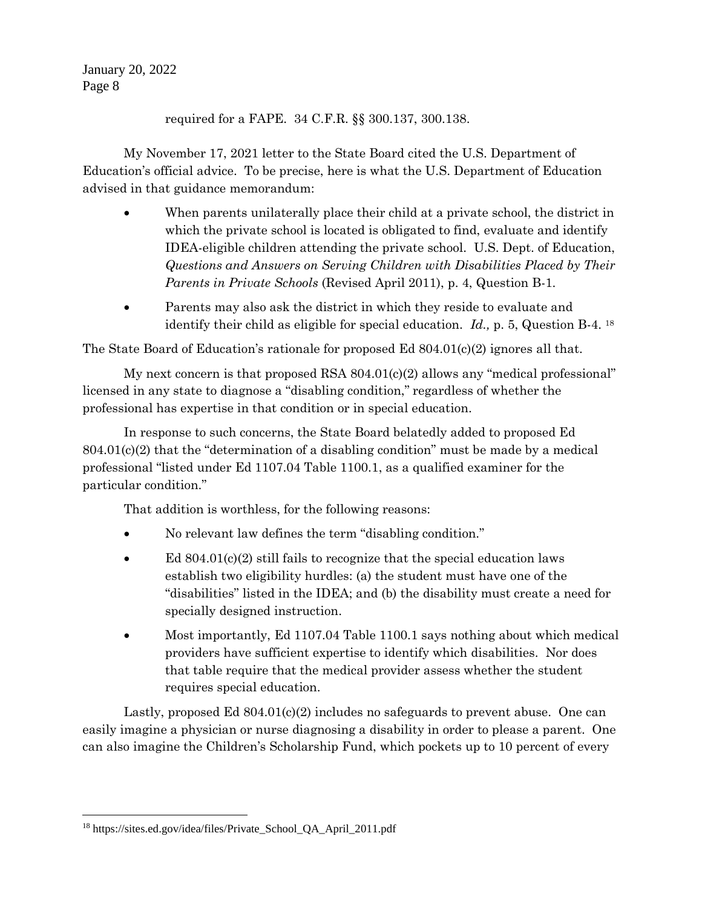required for a FAPE. 34 C.F.R. §§ 300.137, 300.138.

My November 17, 2021 letter to the State Board cited the U.S. Department of Education's official advice. To be precise, here is what the U.S. Department of Education advised in that guidance memorandum:

- When parents unilaterally place their child at a private school, the district in which the private school is located is obligated to find, evaluate and identify IDEA-eligible children attending the private school. U.S. Dept. of Education, *Questions and Answers on Serving Children with Disabilities Placed by Their Parents in Private Schools* (Revised April 2011), p. 4, Question B-1.
- Parents may also ask the district in which they reside to evaluate and identify their child as eligible for special education. *Id.,* p. 5, Question B-4. [18]

The State Board of Education's rationale for proposed Ed 804.01(c)(2) ignores all that.

My next concern is that proposed RSA 804.01(c)(2) allows any "medical professional" licensed in any state to diagnose a "disabling condition," regardless of whether the professional has expertise in that condition or in special education.

In response to such concerns, the State Board belatedly added to proposed Ed 804.01(c)(2) that the "determination of a disabling condition" must be made by a medical professional "listed under Ed 1107.04 Table 1100.1, as a qualified examiner for the particular condition."

That addition is worthless, for the following reasons:

- No relevant law defines the term "disabling condition."
- Ed 804.01(c)(2) still fails to recognize that the special education laws establish two eligibility hurdles: (a) the student must have one of the "disabilities" listed in the IDEA; and (b) the disability must create a need for specially designed instruction.
- Most importantly, Ed 1107.04 Table 1100.1 says nothing about which medical providers have sufficient expertise to identify which disabilities. Nor does that table require that the medical provider assess whether the student requires special education.

Lastly, proposed Ed 804.01(c)(2) includes no safeguards to prevent abuse. One can easily imagine a physician or nurse diagnosing a disability in order to please a parent. One can also imagine the Children's Scholarship Fund, which pockets up to 10 percent of every

---

[18] https://sites.ed.gov/idea/files/Private_School_QA_April_2011.pdf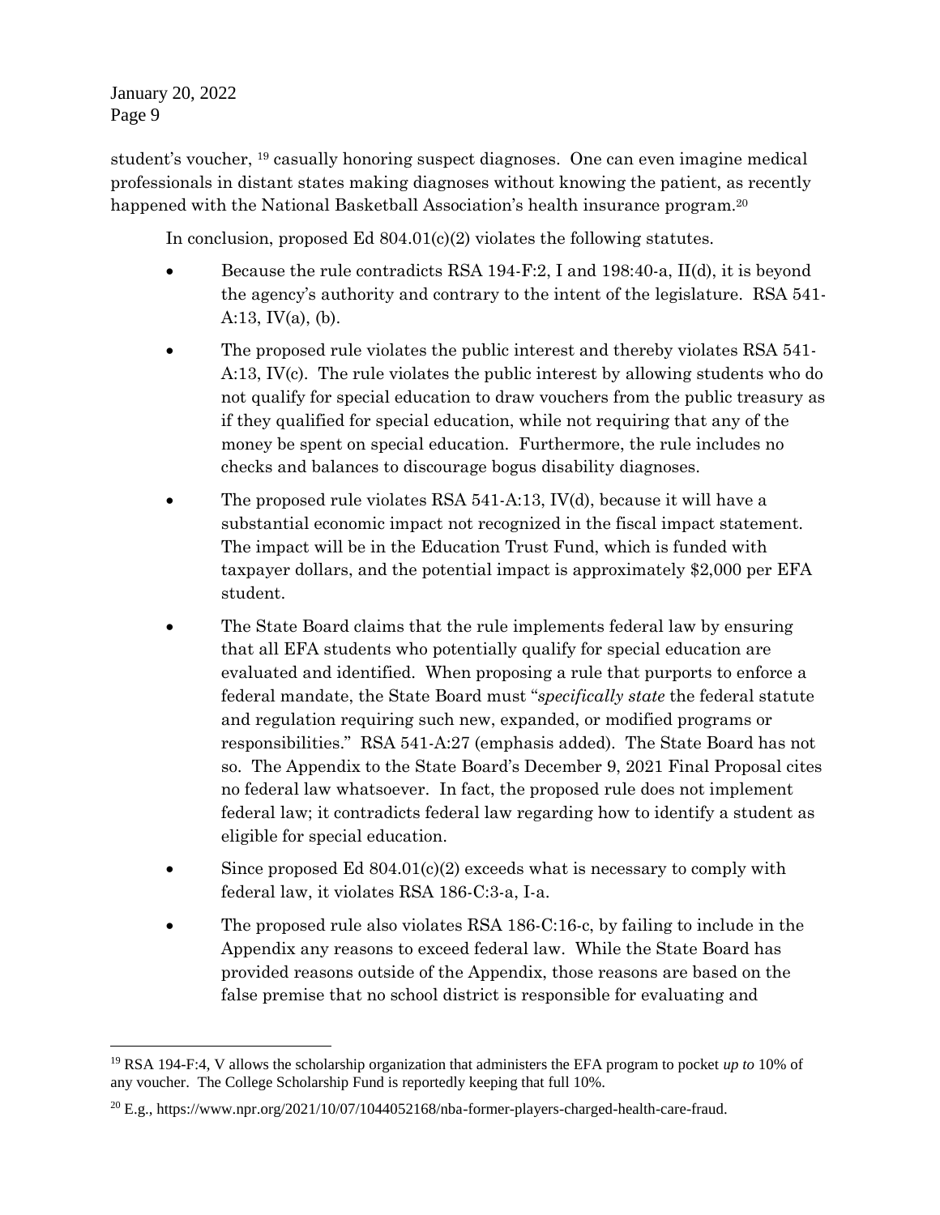student's voucher, [19] casually honoring suspect diagnoses. One can even imagine medical professionals in distant states making diagnoses without knowing the patient, as recently happened with the National Basketball Association's health insurance program.[20]

In conclusion, proposed Ed 804.01(c)(2) violates the following statutes.

- Because the rule contradicts RSA 194-F:2, I and 198:40-a, II(d), it is beyond the agency's authority and contrary to the intent of the legislature. RSA 541-A:13, IV(a), (b).
- The proposed rule violates the public interest and thereby violates RSA 541-A:13, IV(c). The rule violates the public interest by allowing students who do not qualify for special education to draw vouchers from the public treasury as if they qualified for special education, while not requiring that any of the money be spent on special education. Furthermore, the rule includes no checks and balances to discourage bogus disability diagnoses.
- The proposed rule violates RSA 541-A:13, IV(d), because it will have a substantial economic impact not recognized in the fiscal impact statement. The impact will be in the Education Trust Fund, which is funded with taxpayer dollars, and the potential impact is approximately $2,000 per EFA student.
- The State Board claims that the rule implements federal law by ensuring that all EFA students who potentially qualify for special education are evaluated and identified. When proposing a rule that purports to enforce a federal mandate, the State Board must "*specifically state* the federal statute and regulation requiring such new, expanded, or modified programs or responsibilities." RSA 541-A:27 (emphasis added). The State Board has not so. The Appendix to the State Board's December 9, 2021 Final Proposal cites no federal law whatsoever. In fact, the proposed rule does not implement federal law; it contradicts federal law regarding how to identify a student as eligible for special education.
- Since proposed Ed 804.01(c)(2) exceeds what is necessary to comply with federal law, it violates RSA 186-C:3-a, I-a.
- The proposed rule also violates RSA 186-C:16-c, by failing to include in the Appendix any reasons to exceed federal law. While the State Board has provided reasons outside of the Appendix, those reasons are based on the false premise that no school district is responsible for evaluating and

---

[19] RSA 194-F:4, V allows the scholarship organization that administers the EFA program to pocket *up to* 10% of any voucher. The College Scholarship Fund is reportedly keeping that full 10%.

[20] E.g., https://www.npr.org/2021/10/07/1044052168/nba-former-players-charged-health-care-fraud.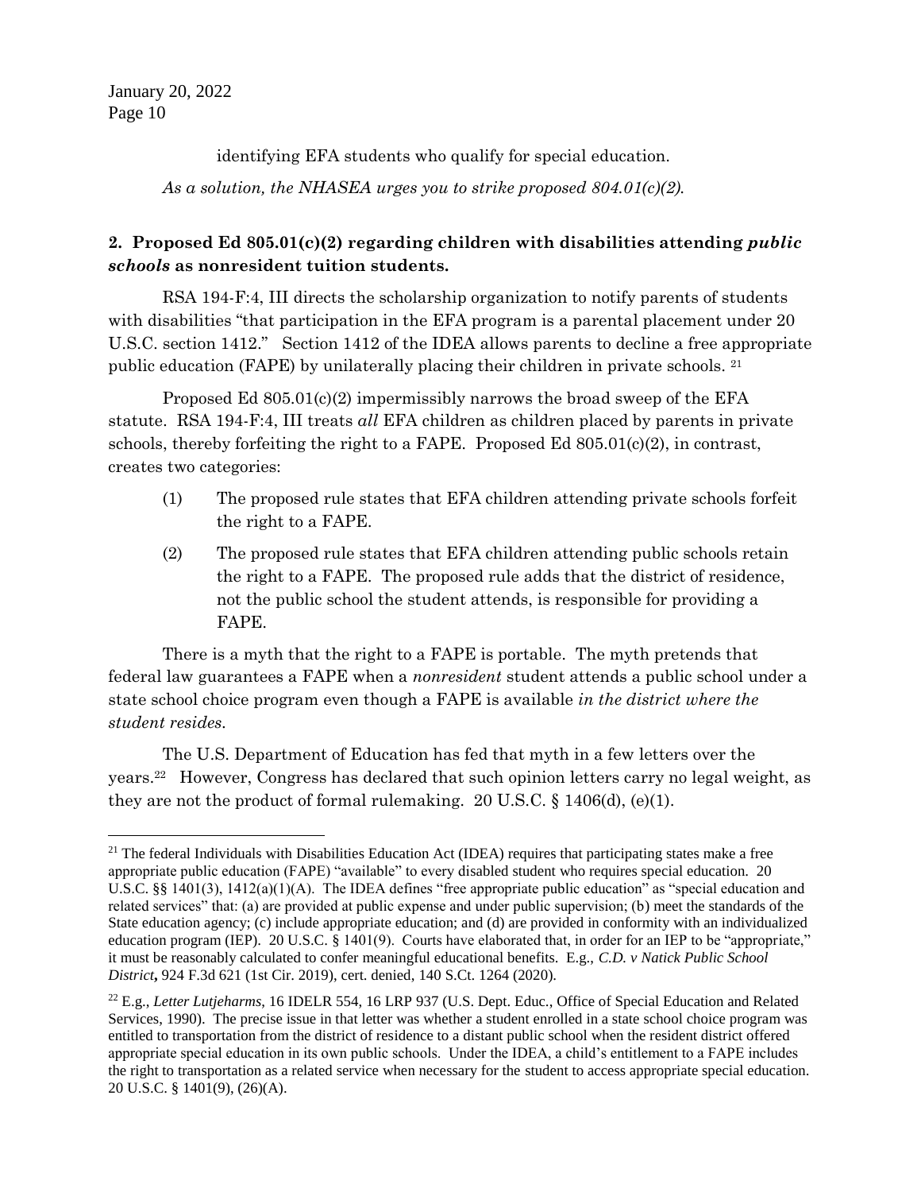identifying EFA students who qualify for special education.

*As a solution, the NHASEA urges you to strike proposed 804.01(c)(2).*

**2. Proposed Ed 805.01(c)(2) regarding children with disabilities attending *public schools* as nonresident tuition students.**

RSA 194-F:4, III directs the scholarship organization to notify parents of students with disabilities "that participation in the EFA program is a parental placement under 20 U.S.C. section 1412." Section 1412 of the IDEA allows parents to decline a free appropriate public education (FAPE) by unilaterally placing their children in private schools. [21]

Proposed Ed 805.01(c)(2) impermissibly narrows the broad sweep of the EFA statute. RSA 194-F:4, III treats *all* EFA children as children placed by parents in private schools, thereby forfeiting the right to a FAPE. Proposed Ed 805.01(c)(2), in contrast, creates two categories:

(1) The proposed rule states that EFA children attending private schools forfeit the right to a FAPE.

(2) The proposed rule states that EFA children attending public schools retain the right to a FAPE. The proposed rule adds that the district of residence, not the public school the student attends, is responsible for providing a FAPE.

There is a myth that the right to a FAPE is portable. The myth pretends that federal law guarantees a FAPE when a *nonresident* student attends a public school under a state school choice program even though a FAPE is available *in the district where the student resides*.

The U.S. Department of Education has fed that myth in a few letters over the years.[22] However, Congress has declared that such opinion letters carry no legal weight, as they are not the product of formal rulemaking. 20 U.S.C. § 1406(d), (e)(1).

---

[21] The federal Individuals with Disabilities Education Act (IDEA) requires that participating states make a free appropriate public education (FAPE) "available" to every disabled student who requires special education. 20 U.S.C. §§ 1401(3), 1412(a)(1)(A). The IDEA defines "free appropriate public education" as "special education and related services" that: (a) are provided at public expense and under public supervision; (b) meet the standards of the State education agency; (c) include appropriate education; and (d) are provided in conformity with an individualized education program (IEP). 20 U.S.C. § 1401(9). Courts have elaborated that, in order for an IEP to be "appropriate," it must be reasonably calculated to confer meaningful educational benefits. E.g., *C.D. v Natick Public School District***,** 924 F.3d 621 (1st Cir. 2019), cert. denied, 140 S.Ct. 1264 (2020).

[22] E.g., *Letter Lutjeharms*, 16 IDELR 554, 16 LRP 937 (U.S. Dept. Educ., Office of Special Education and Related Services, 1990). The precise issue in that letter was whether a student enrolled in a state school choice program was entitled to transportation from the district of residence to a distant public school when the resident district offered appropriate special education in its own public schools. Under the IDEA, a child's entitlement to a FAPE includes the right to transportation as a related service when necessary for the student to access appropriate special education. 20 U.S.C. § 1401(9), (26)(A).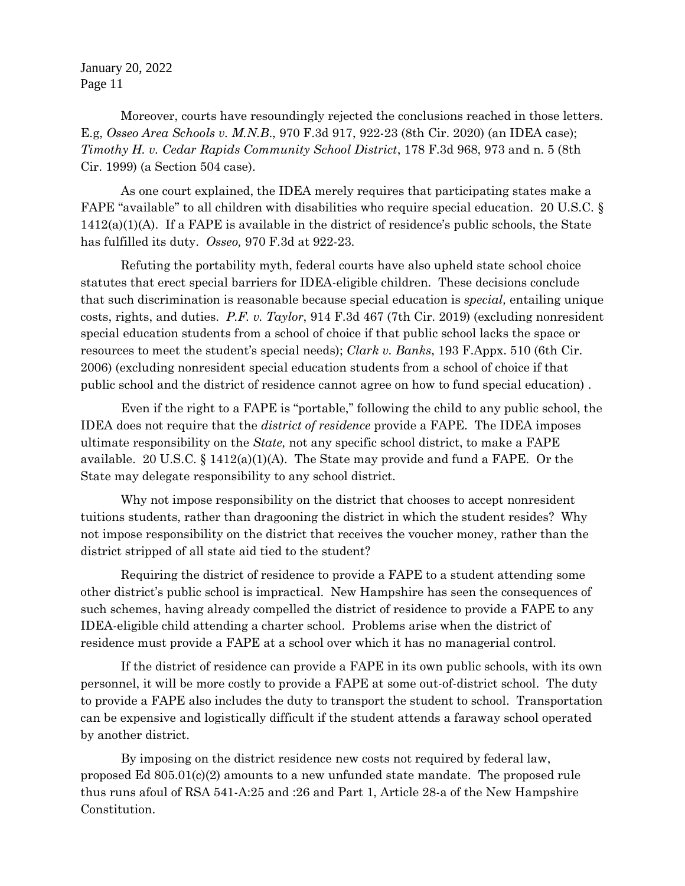Moreover, courts have resoundingly rejected the conclusions reached in those letters. E.g, *Osseo Area Schools v. M.N.B.*, 970 F.3d 917, 922-23 (8th Cir. 2020) (an IDEA case); *Timothy H. v. Cedar Rapids Community School District*, 178 F.3d 968, 973 and n. 5 (8th Cir. 1999) (a Section 504 case).

As one court explained, the IDEA merely requires that participating states make a FAPE "available" to all children with disabilities who require special education. 20 U.S.C. § 1412(a)(1)(A). If a FAPE is available in the district of residence's public schools, the State has fulfilled its duty. *Osseo,* 970 F.3d at 922-23.

Refuting the portability myth, federal courts have also upheld state school choice statutes that erect special barriers for IDEA-eligible children. These decisions conclude that such discrimination is reasonable because special education is *special,* entailing unique costs, rights, and duties. *P.F. v. Taylor*, 914 F.3d 467 (7th Cir. 2019) (excluding nonresident special education students from a school of choice if that public school lacks the space or resources to meet the student's special needs); *Clark v. Banks*, 193 F.Appx. 510 (6th Cir. 2006) (excluding nonresident special education students from a school of choice if that public school and the district of residence cannot agree on how to fund special education) .

Even if the right to a FAPE is "portable," following the child to any public school, the IDEA does not require that the *district of residence* provide a FAPE. The IDEA imposes ultimate responsibility on the *State,* not any specific school district, to make a FAPE available. 20 U.S.C. § 1412(a)(1)(A). The State may provide and fund a FAPE. Or the State may delegate responsibility to any school district.

Why not impose responsibility on the district that chooses to accept nonresident tuitions students, rather than dragooning the district in which the student resides? Why not impose responsibility on the district that receives the voucher money, rather than the district stripped of all state aid tied to the student?

Requiring the district of residence to provide a FAPE to a student attending some other district's public school is impractical. New Hampshire has seen the consequences of such schemes, having already compelled the district of residence to provide a FAPE to any IDEA-eligible child attending a charter school. Problems arise when the district of residence must provide a FAPE at a school over which it has no managerial control.

If the district of residence can provide a FAPE in its own public schools, with its own personnel, it will be more costly to provide a FAPE at some out-of-district school. The duty to provide a FAPE also includes the duty to transport the student to school. Transportation can be expensive and logistically difficult if the student attends a faraway school operated by another district.

By imposing on the district residence new costs not required by federal law, proposed Ed 805.01(c)(2) amounts to a new unfunded state mandate. The proposed rule thus runs afoul of RSA 541-A:25 and :26 and Part 1, Article 28-a of the New Hampshire Constitution.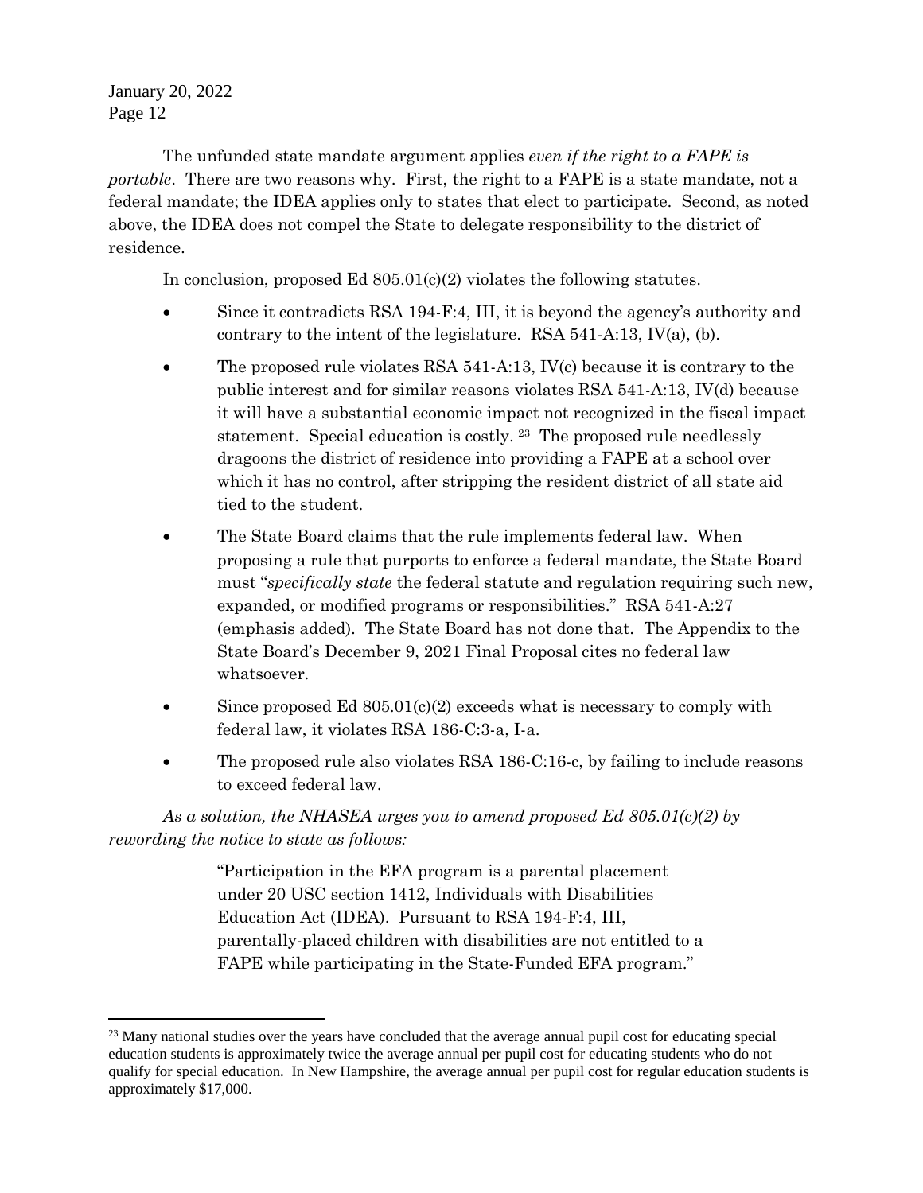The unfunded state mandate argument applies *even if the right to a FAPE is portable*. There are two reasons why. First, the right to a FAPE is a state mandate, not a federal mandate; the IDEA applies only to states that elect to participate. Second, as noted above, the IDEA does not compel the State to delegate responsibility to the district of residence.

In conclusion, proposed Ed 805.01(c)(2) violates the following statutes.

- Since it contradicts RSA 194-F:4, III, it is beyond the agency's authority and contrary to the intent of the legislature. RSA 541-A:13, IV(a), (b).
- The proposed rule violates RSA 541-A:13, IV(c) because it is contrary to the public interest and for similar reasons violates RSA 541-A:13, IV(d) because it will have a substantial economic impact not recognized in the fiscal impact statement. Special education is costly. [23] The proposed rule needlessly dragoons the district of residence into providing a FAPE at a school over which it has no control, after stripping the resident district of all state aid tied to the student.
- The State Board claims that the rule implements federal law. When proposing a rule that purports to enforce a federal mandate, the State Board must "*specifically state* the federal statute and regulation requiring such new, expanded, or modified programs or responsibilities." RSA 541-A:27 (emphasis added). The State Board has not done that. The Appendix to the State Board's December 9, 2021 Final Proposal cites no federal law whatsoever.
- Since proposed Ed 805.01(c)(2) exceeds what is necessary to comply with federal law, it violates RSA 186-C:3-a, I-a.
- The proposed rule also violates RSA 186-C:16-c, by failing to include reasons to exceed federal law.

*As a solution, the NHASEA urges you to amend proposed Ed 805.01(c)(2) by rewording the notice to state as follows:*

> "Participation in the EFA program is a parental placement under 20 USC section 1412, Individuals with Disabilities Education Act (IDEA). Pursuant to RSA 194-F:4, III, parentally-placed children with disabilities are not entitled to a FAPE while participating in the State-Funded EFA program."

---

[23] Many national studies over the years have concluded that the average annual pupil cost for educating special education students is approximately twice the average annual per pupil cost for educating students who do not qualify for special education. In New Hampshire, the average annual per pupil cost for regular education students is approximately $17,000.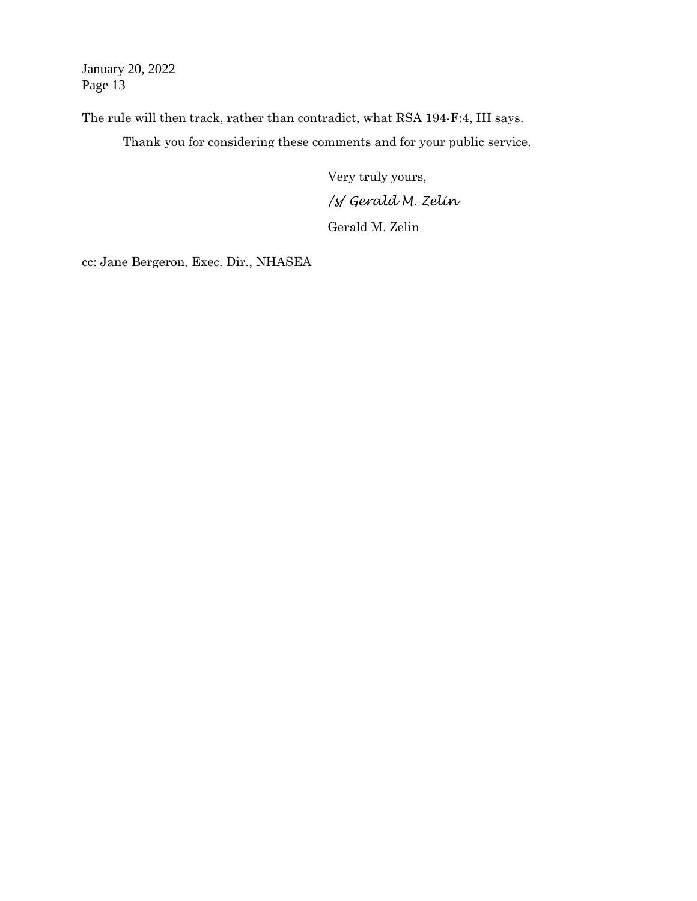The rule will then track, rather than contradict, what RSA 194-F:4, III says.

Thank you for considering these comments and for your public service.

Very truly yours,

/s/ Gerald M. Zelin

Gerald M. Zelin

cc: Jane Bergeron, Exec. Dir., NHASEA